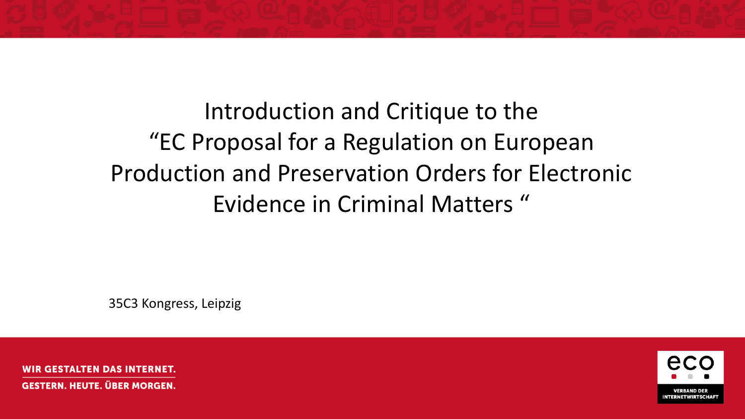# Introduction and Critique to the “EC Proposal for a Regulation on European Production and Preservation Orders for Electronic Evidence in Criminal Matters “

35C3 Kongress, Leipzig

WIR GESTALTEN DAS INTERNET.
GESTERN. HEUTE. ÜBER MORGEN.

eco
VERBAND DER INTERNETWIRTSCHAFT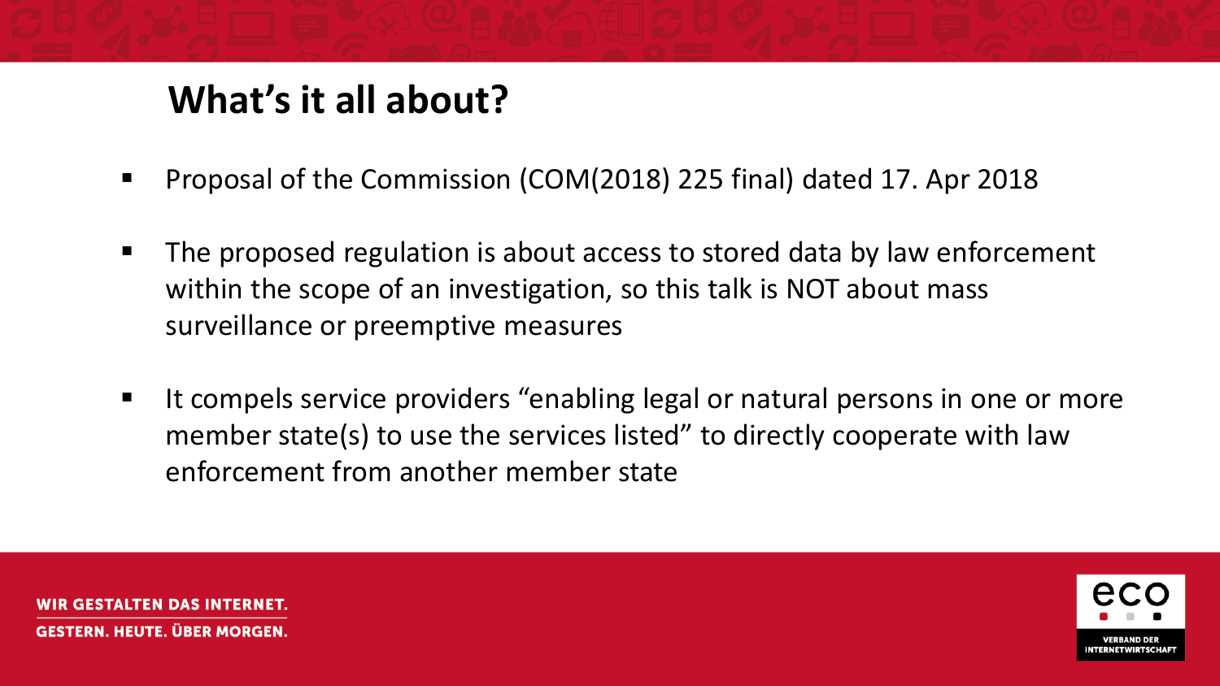# What's it all about?

- Proposal of the Commission (COM(2018) 225 final) dated 17. Apr 2018
- The proposed regulation is about access to stored data by law enforcement within the scope of an investigation, so this talk is NOT about mass surveillance or preemptive measures
- It compels service providers "enabling legal or natural persons in one or more member state(s) to use the services listed" to directly cooperate with law enforcement from another member state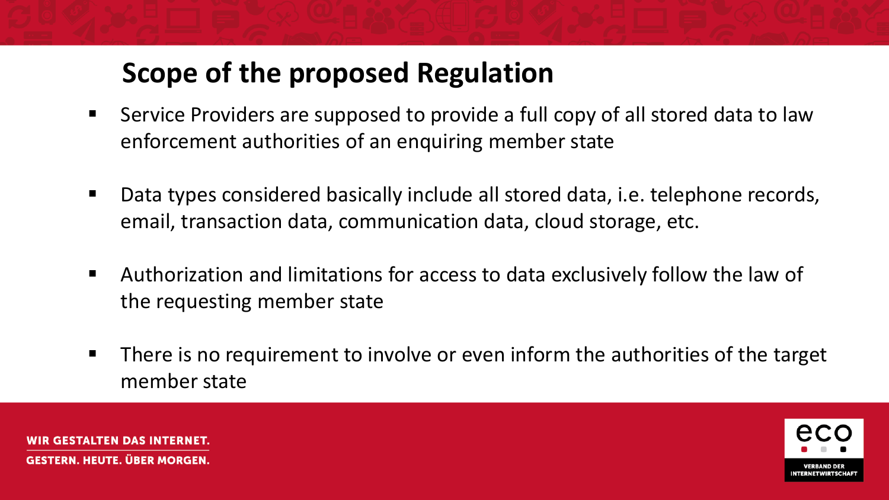## Scope of the proposed Regulation

- Service Providers are supposed to provide a full copy of all stored data to law enforcement authorities of an enquiring member state
- Data types considered basically include all stored data, i.e. telephone records, email, transaction data, communication data, cloud storage, etc.
- Authorization and limitations for access to data exclusively follow the law of the requesting member state
- There is no requirement to involve or even inform the authorities of the target member state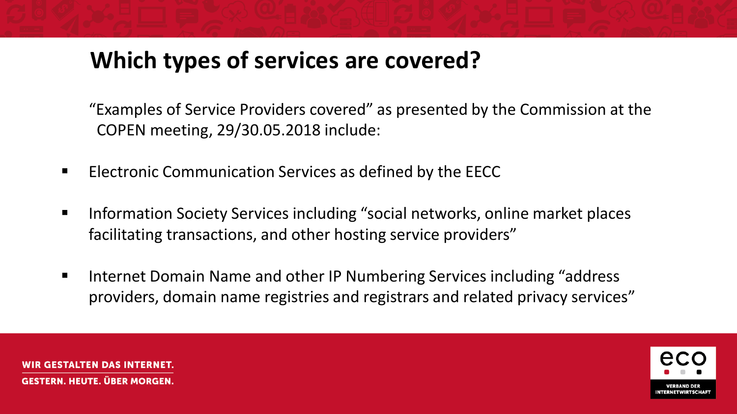# Which types of services are covered?

"Examples of Service Providers covered" as presented by the Commission at the COPEN meeting, 29/30.05.2018 include:

- Electronic Communication Services as defined by the EECC
- Information Society Services including "social networks, online market places facilitating transactions, and other hosting service providers"
- Internet Domain Name and other IP Numbering Services including "address providers, domain name registries and registrars and related privacy services"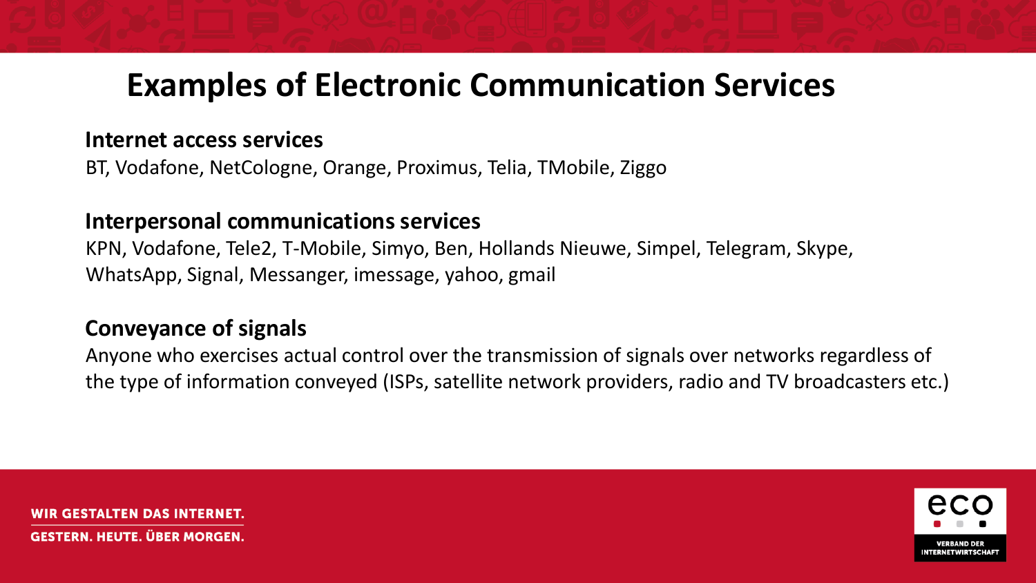# Examples of Electronic Communication Services

**Internet access services**

BT, Vodafone, NetCologne, Orange, Proximus, Telia, TMobile, Ziggo

**Interpersonal communications services**

KPN, Vodafone, Tele2, T-Mobile, Simyo, Ben, Hollands Nieuwe, Simpel, Telegram, Skype, WhatsApp, Signal, Messanger, imessage, yahoo, gmail

**Conveyance of signals**

Anyone who exercises actual control over the transmission of signals over networks regardless of the type of information conveyed (ISPs, satellite network providers, radio and TV broadcasters etc.)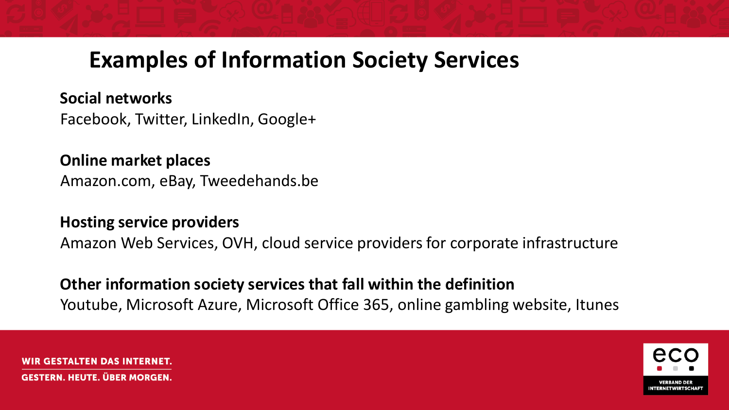# Examples of Information Society Services

**Social networks**
Facebook, Twitter, LinkedIn, Google+

**Online market places**
Amazon.com, eBay, Tweedehands.be

**Hosting service providers**
Amazon Web Services, OVH, cloud service providers for corporate infrastructure

**Other information society services that fall within the definition**
Youtube, Microsoft Azure, Microsoft Office 365, online gambling website, Itunes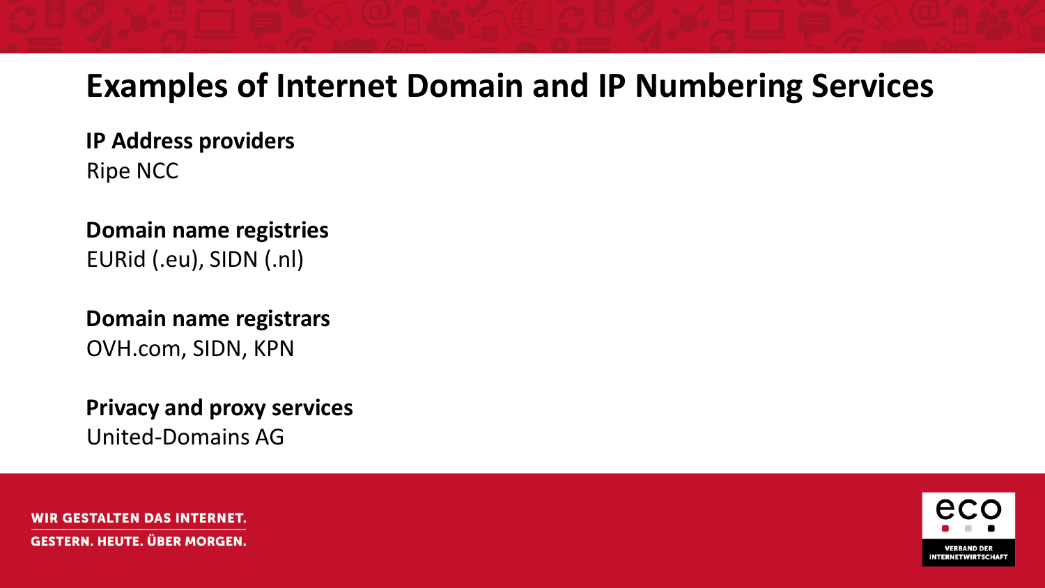# Examples of Internet Domain and IP Numbering Services

**IP Address providers**
Ripe NCC

**Domain name registries**
EURid (.eu), SIDN (.nl)

**Domain name registrars**
OVH.com, SIDN, KPN

**Privacy and proxy services**
United-Domains AG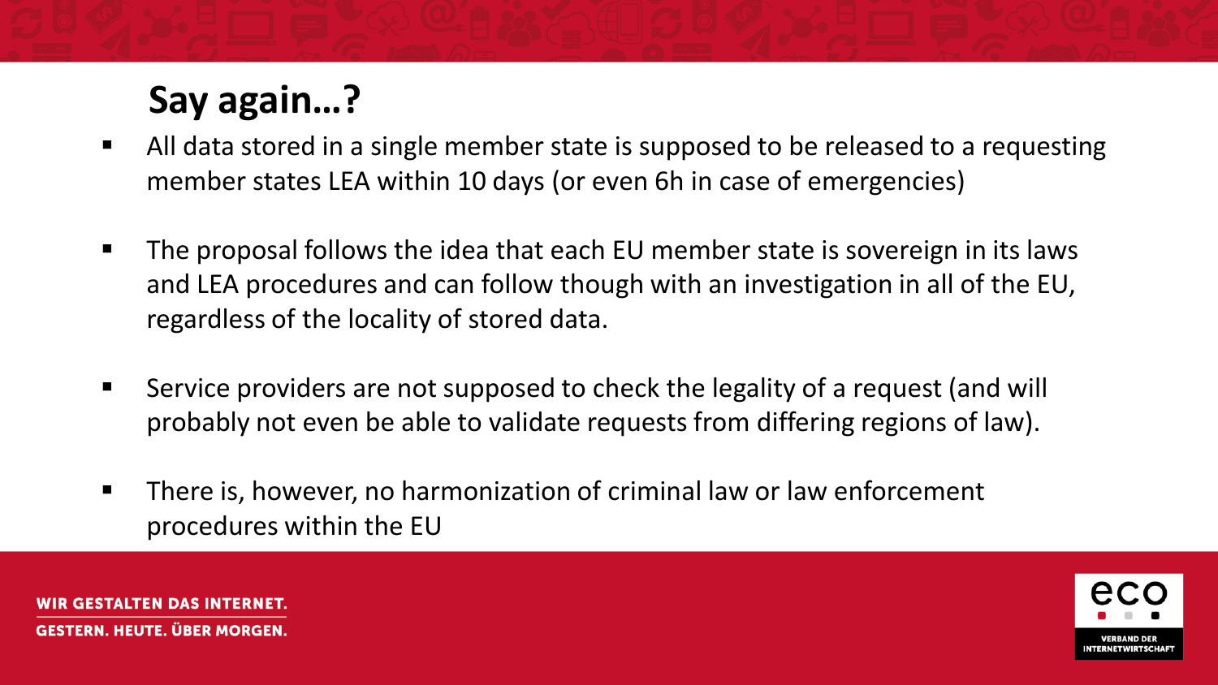## Say again…?

- All data stored in a single member state is supposed to be released to a requesting member states LEA within 10 days (or even 6h in case of emergencies)

- The proposal follows the idea that each EU member state is sovereign in its laws and LEA procedures and can follow though with an investigation in all of the EU, regardless of the locality of stored data.

- Service providers are not supposed to check the legality of a request (and will probably not even be able to validate requests from differing regions of law).

- There is, however, no harmonization of criminal law or law enforcement procedures within the EU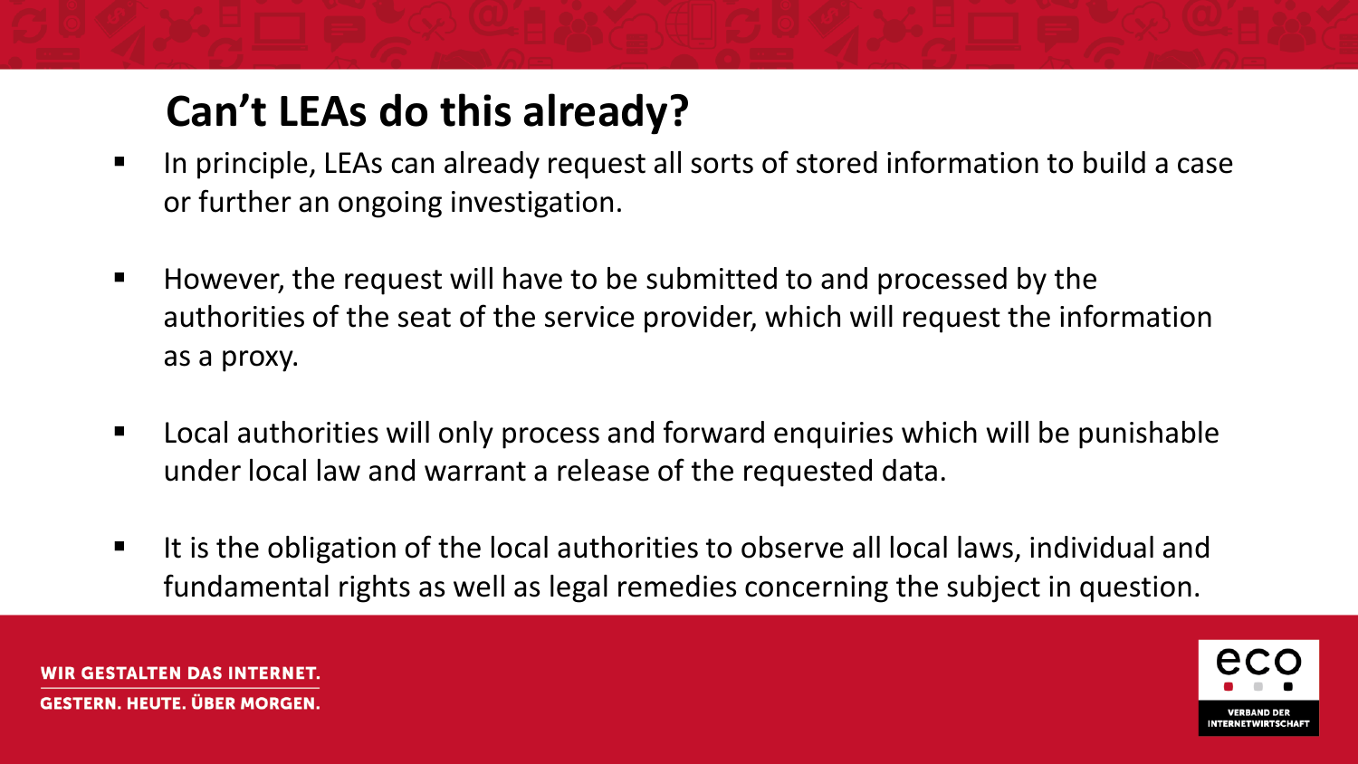# Can't LEAs do this already?

- In principle, LEAs can already request all sorts of stored information to build a case or further an ongoing investigation.
- However, the request will have to be submitted to and processed by the authorities of the seat of the service provider, which will request the information as a proxy.
- Local authorities will only process and forward enquiries which will be punishable under local law and warrant a release of the requested data.
- It is the obligation of the local authorities to observe all local laws, individual and fundamental rights as well as legal remedies concerning the subject in question.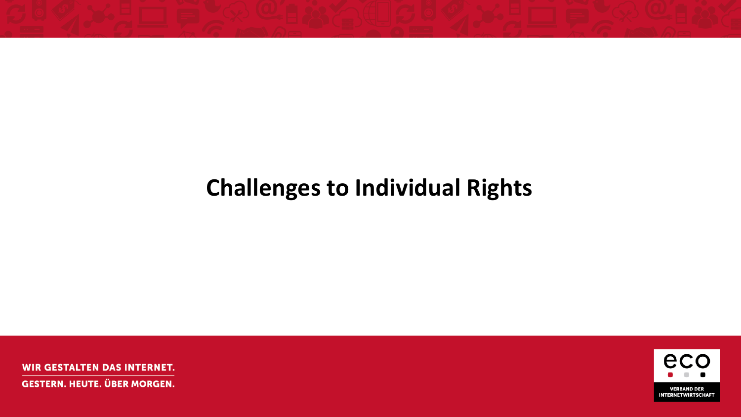# Challenges to Individual Rights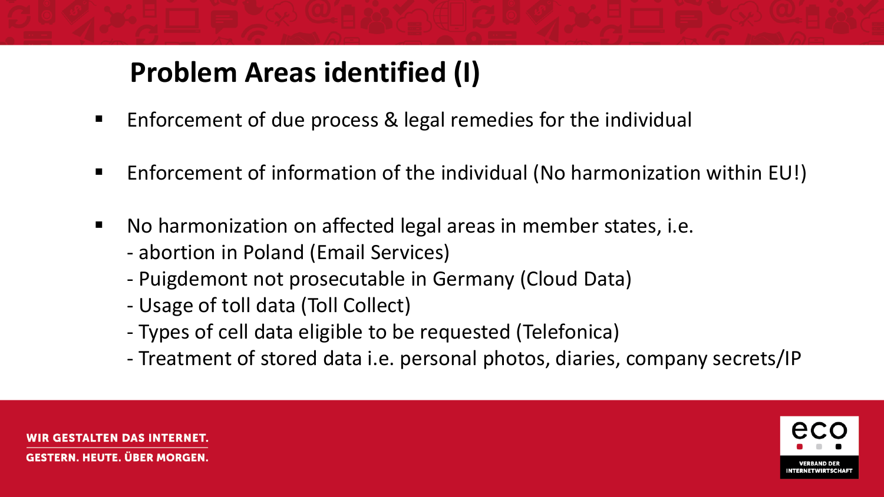## Problem Areas identified (I)

- Enforcement of due process & legal remedies for the individual
- Enforcement of information of the individual (No harmonization within EU!)
- No harmonization on affected legal areas in member states, i.e.
  - abortion in Poland (Email Services)
  - Puigdemont not prosecutable in Germany (Cloud Data)
  - Usage of toll data (Toll Collect)
  - Types of cell data eligible to be requested (Telefonica)
  - Treatment of stored data i.e. personal photos, diaries, company secrets/IP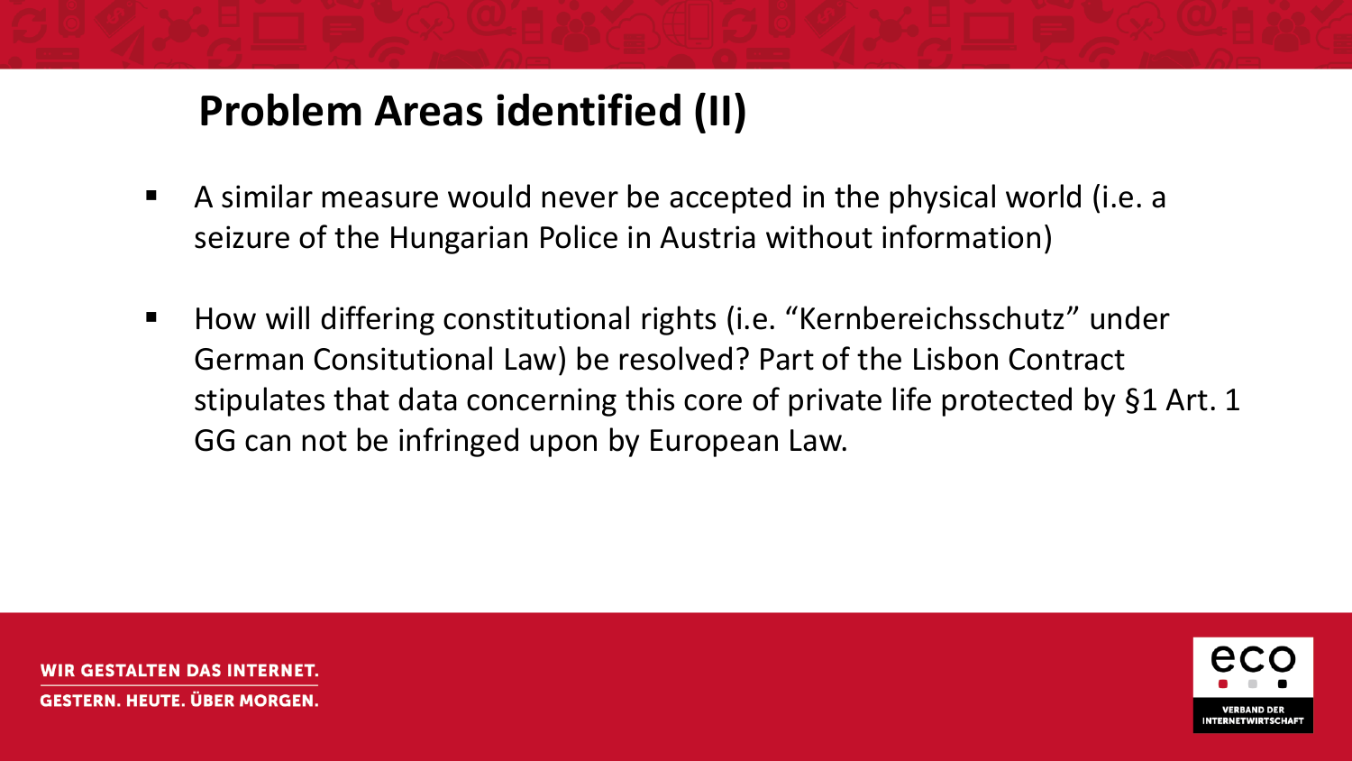# Problem Areas identified (II)

- A similar measure would never be accepted in the physical world (i.e. a seizure of the Hungarian Police in Austria without information)

- How will differing constitutional rights (i.e. “Kernbereichsschutz” under German Consitutional Law) be resolved? Part of the Lisbon Contract stipulates that data concerning this core of private life protected by §1 Art. 1 GG can not be infringed upon by European Law.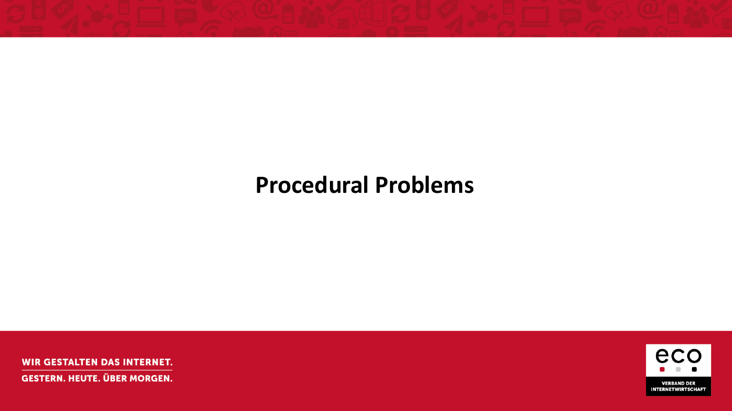# Procedural Problems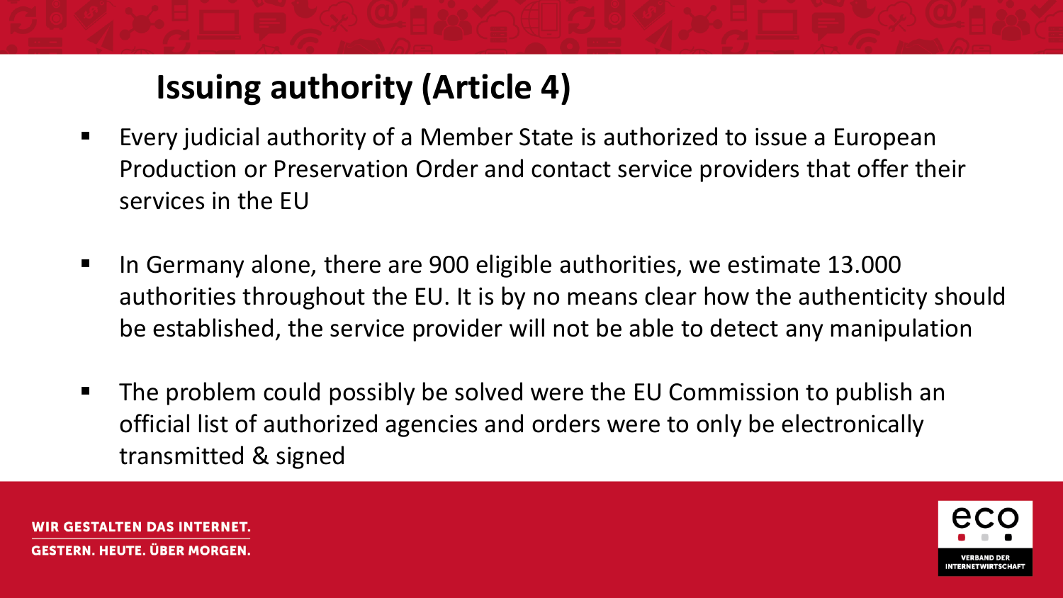# Issuing authority (Article 4)

- Every judicial authority of a Member State is authorized to issue a European Production or Preservation Order and contact service providers that offer their services in the EU
- In Germany alone, there are 900 eligible authorities, we estimate 13.000 authorities throughout the EU. It is by no means clear how the authenticity should be established, the service provider will not be able to detect any manipulation
- The problem could possibly be solved were the EU Commission to publish an official list of authorized agencies and orders were to only be electronically transmitted & signed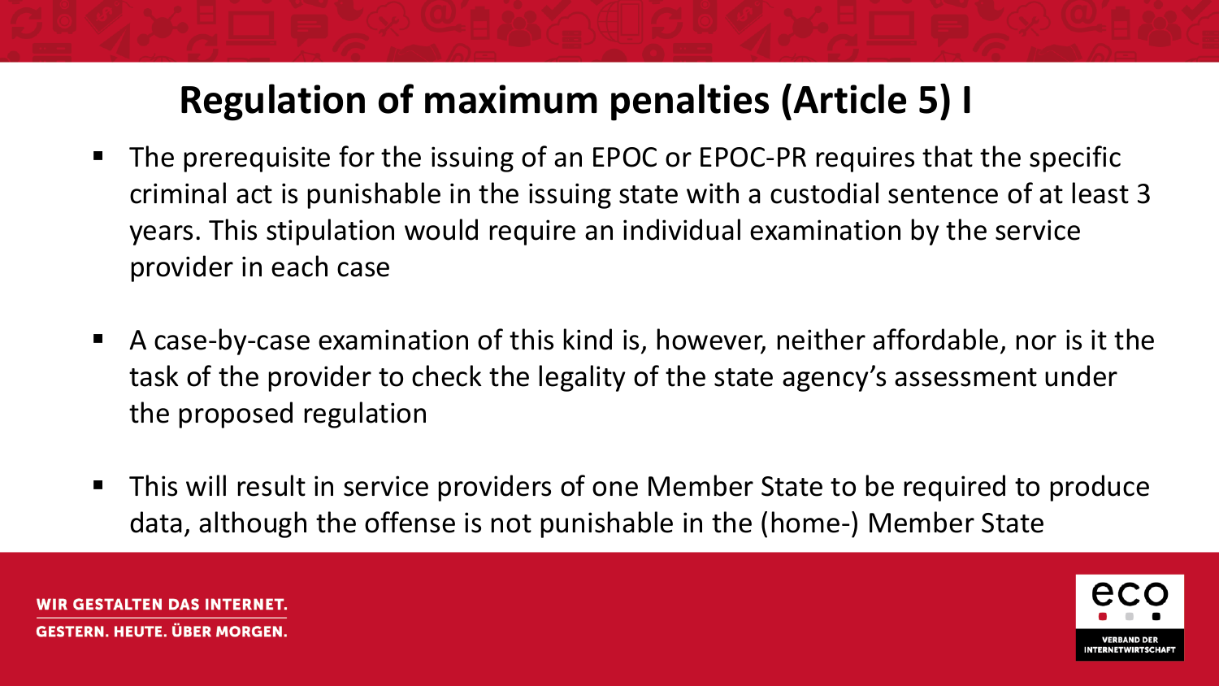# Regulation of maximum penalties (Article 5) I

- The prerequisite for the issuing of an EPOC or EPOC-PR requires that the specific criminal act is punishable in the issuing state with a custodial sentence of at least 3 years. This stipulation would require an individual examination by the service provider in each case
- A case-by-case examination of this kind is, however, neither affordable, nor is it the task of the provider to check the legality of the state agency's assessment under the proposed regulation
- This will result in service providers of one Member State to be required to produce data, although the offense is not punishable in the (home-) Member State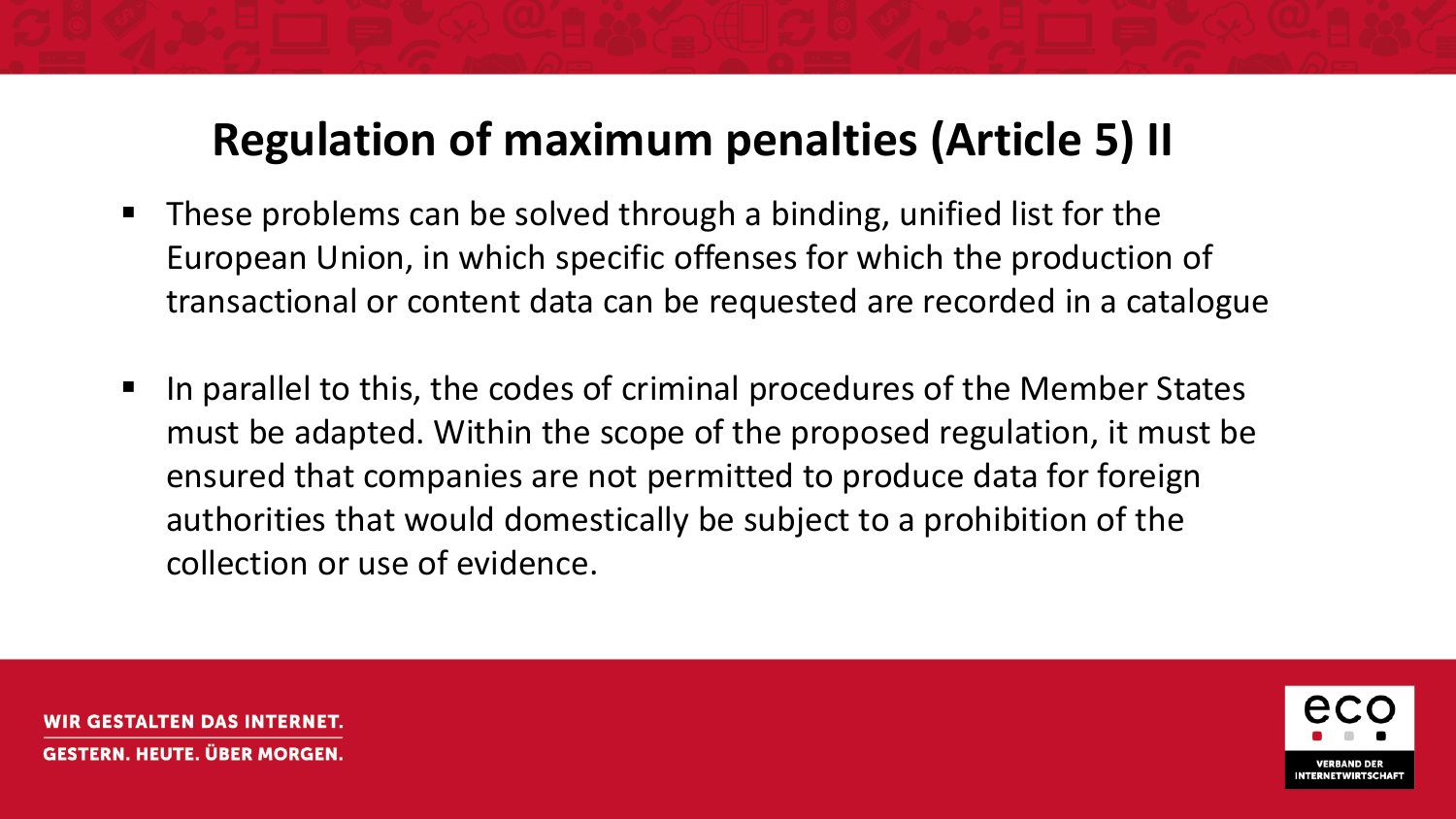# Regulation of maximum penalties (Article 5) II

- These problems can be solved through a binding, unified list for the European Union, in which specific offenses for which the production of transactional or content data can be requested are recorded in a catalogue
- In parallel to this, the codes of criminal procedures of the Member States must be adapted. Within the scope of the proposed regulation, it must be ensured that companies are not permitted to produce data for foreign authorities that would domestically be subject to a prohibition of the collection or use of evidence.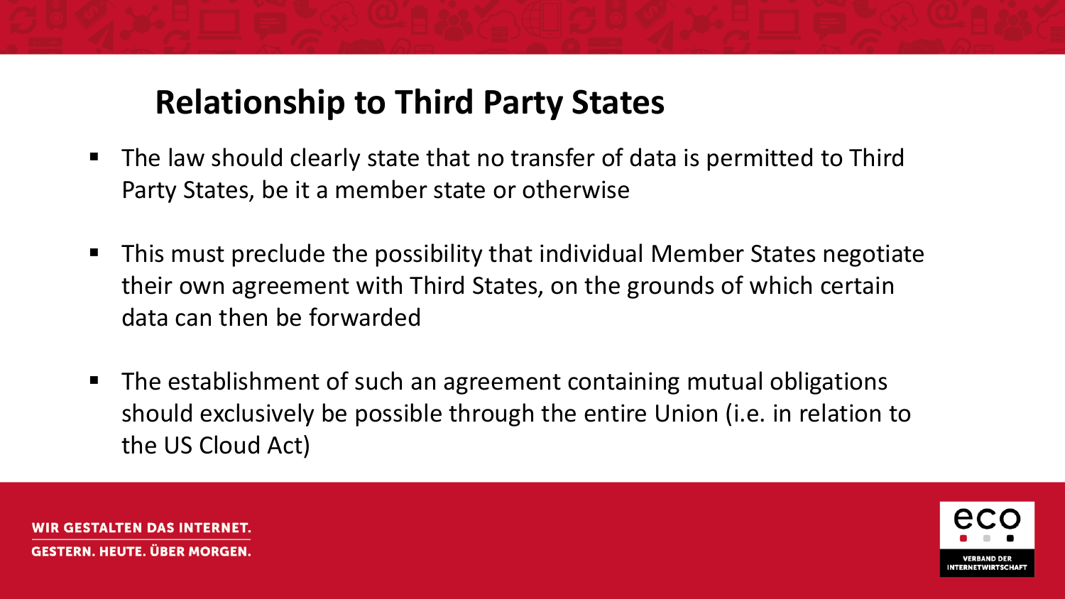## Relationship to Third Party States

- The law should clearly state that no transfer of data is permitted to Third Party States, be it a member state or otherwise
- This must preclude the possibility that individual Member States negotiate their own agreement with Third States, on the grounds of which certain data can then be forwarded
- The establishment of such an agreement containing mutual obligations should exclusively be possible through the entire Union (i.e. in relation to the US Cloud Act)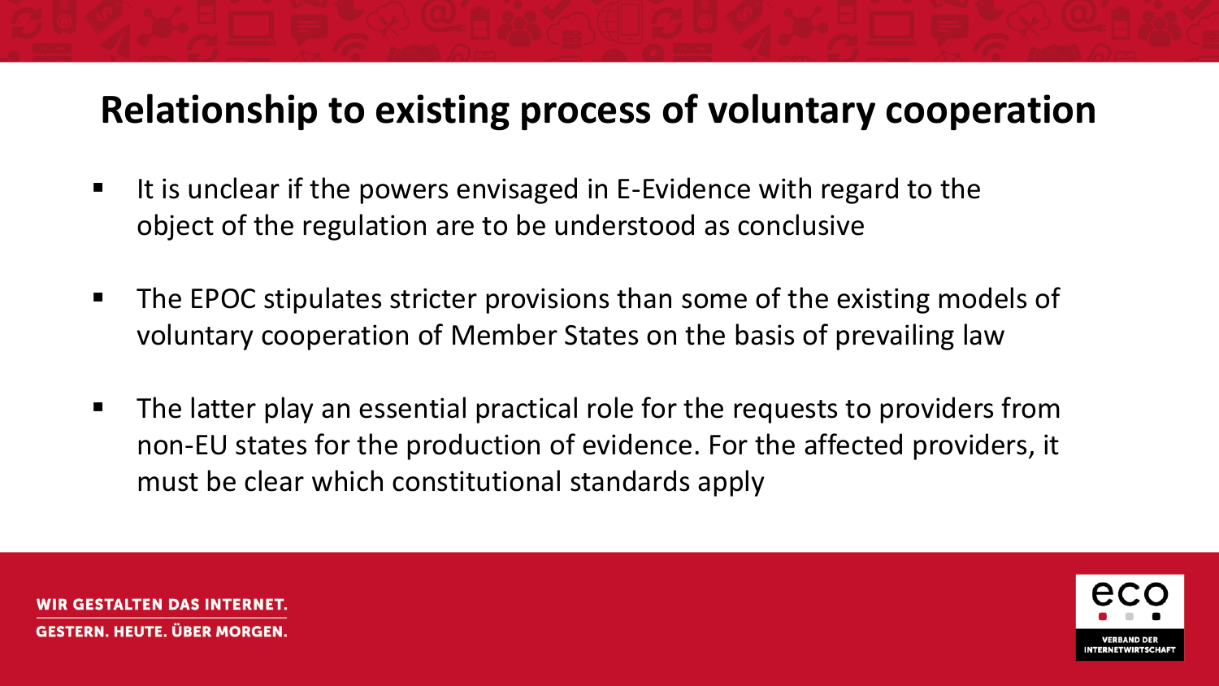# Relationship to existing process of voluntary cooperation

- It is unclear if the powers envisaged in E-Evidence with regard to the object of the regulation are to be understood as conclusive
- The EPOC stipulates stricter provisions than some of the existing models of voluntary cooperation of Member States on the basis of prevailing law
- The latter play an essential practical role for the requests to providers from non-EU states for the production of evidence. For the affected providers, it must be clear which constitutional standards apply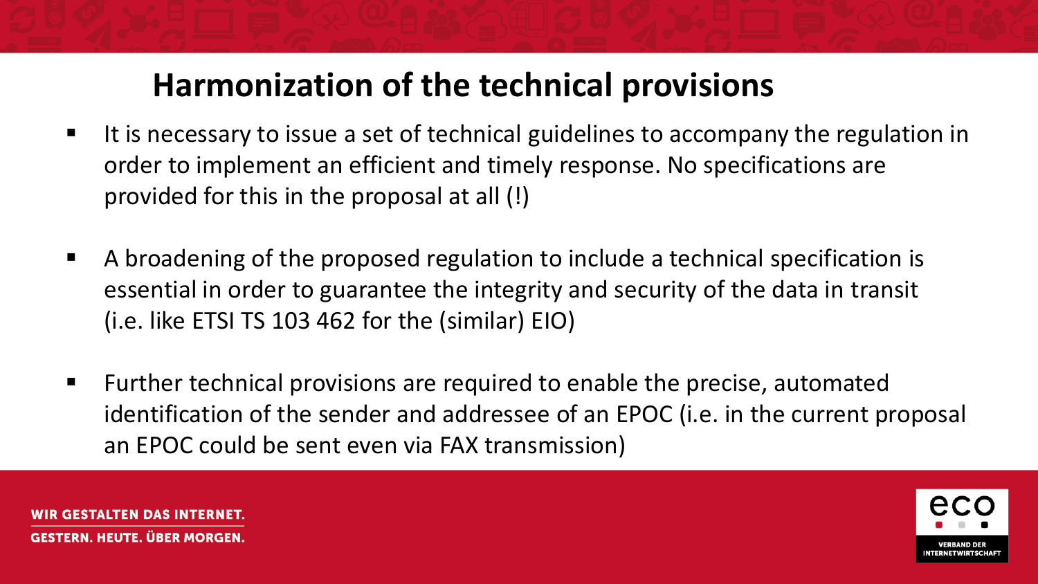# Harmonization of the technical provisions

- It is necessary to issue a set of technical guidelines to accompany the regulation in order to implement an efficient and timely response. No specifications are provided for this in the proposal at all (!)
- A broadening of the proposed regulation to include a technical specification is essential in order to guarantee the integrity and security of the data in transit (i.e. like ETSI TS 103 462 for the (similar) EIO)
- Further technical provisions are required to enable the precise, automated identification of the sender and addressee of an EPOC (i.e. in the current proposal an EPOC could be sent even via FAX transmission)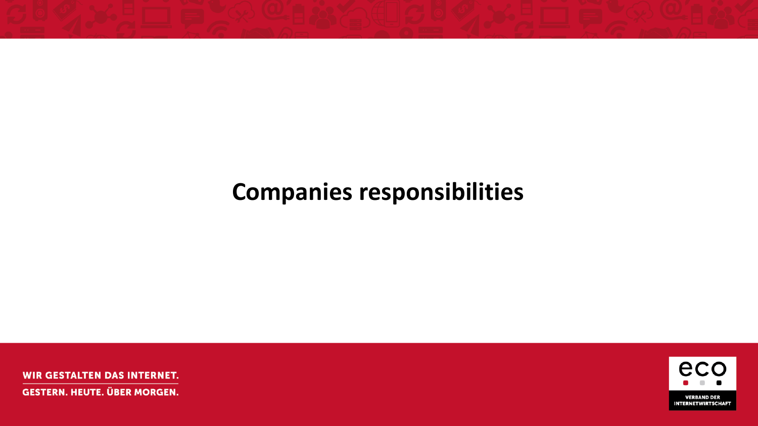# Companies responsibilities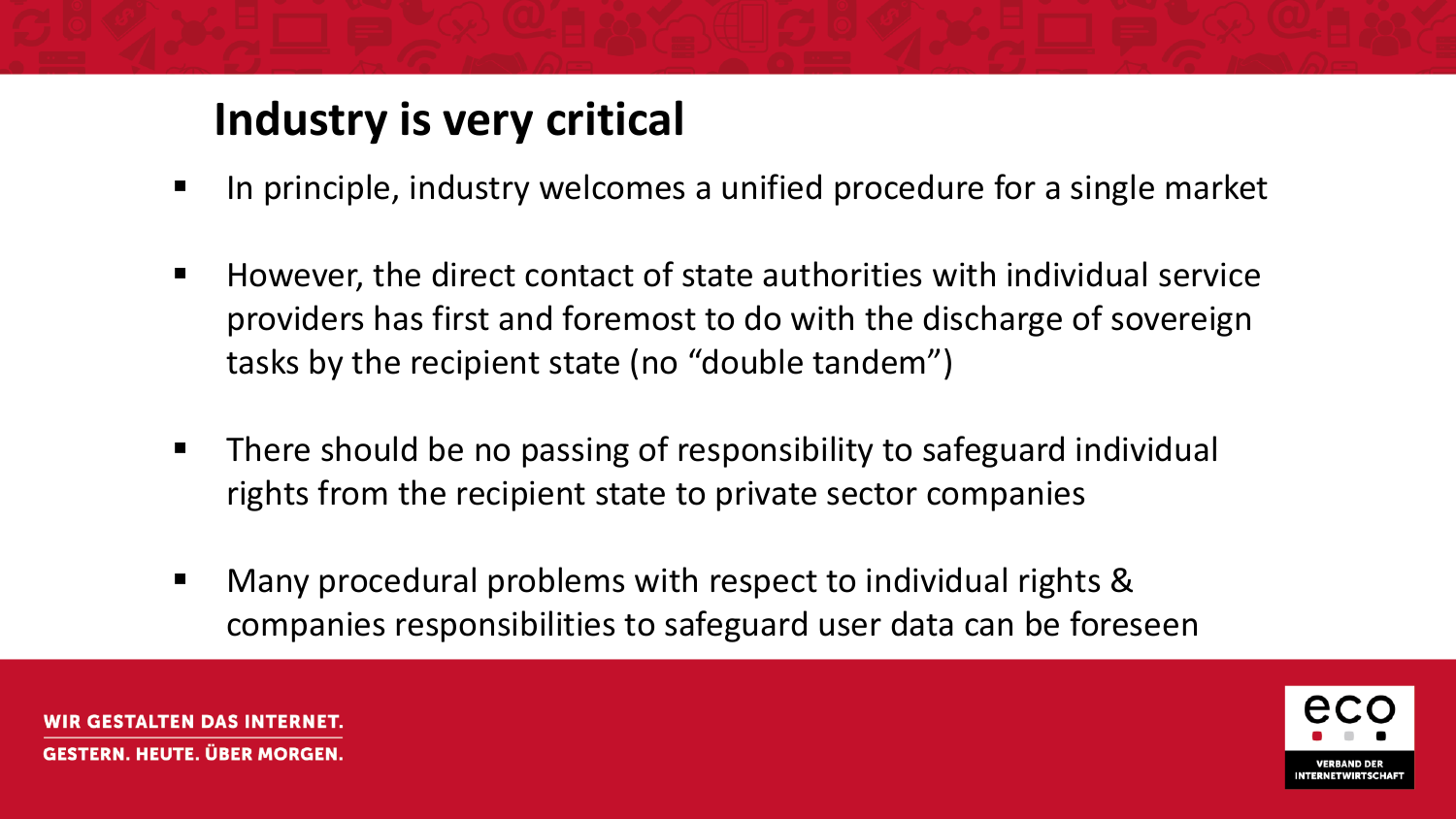# Industry is very critical

- In principle, industry welcomes a unified procedure for a single market
- However, the direct contact of state authorities with individual service providers has first and foremost to do with the discharge of sovereign tasks by the recipient state (no "double tandem")
- There should be no passing of responsibility to safeguard individual rights from the recipient state to private sector companies
- Many procedural problems with respect to individual rights & companies responsibilities to safeguard user data can be foreseen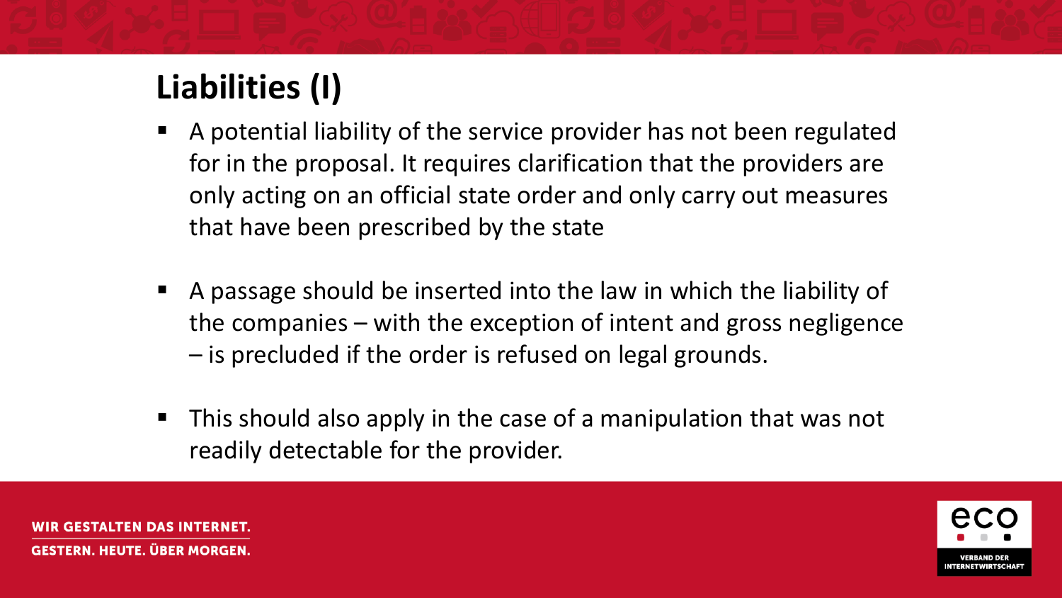# Liabilities (I)

- A potential liability of the service provider has not been regulated for in the proposal. It requires clarification that the providers are only acting on an official state order and only carry out measures that have been prescribed by the state

- A passage should be inserted into the law in which the liability of the companies – with the exception of intent and gross negligence – is precluded if the order is refused on legal grounds.

- This should also apply in the case of a manipulation that was not readily detectable for the provider.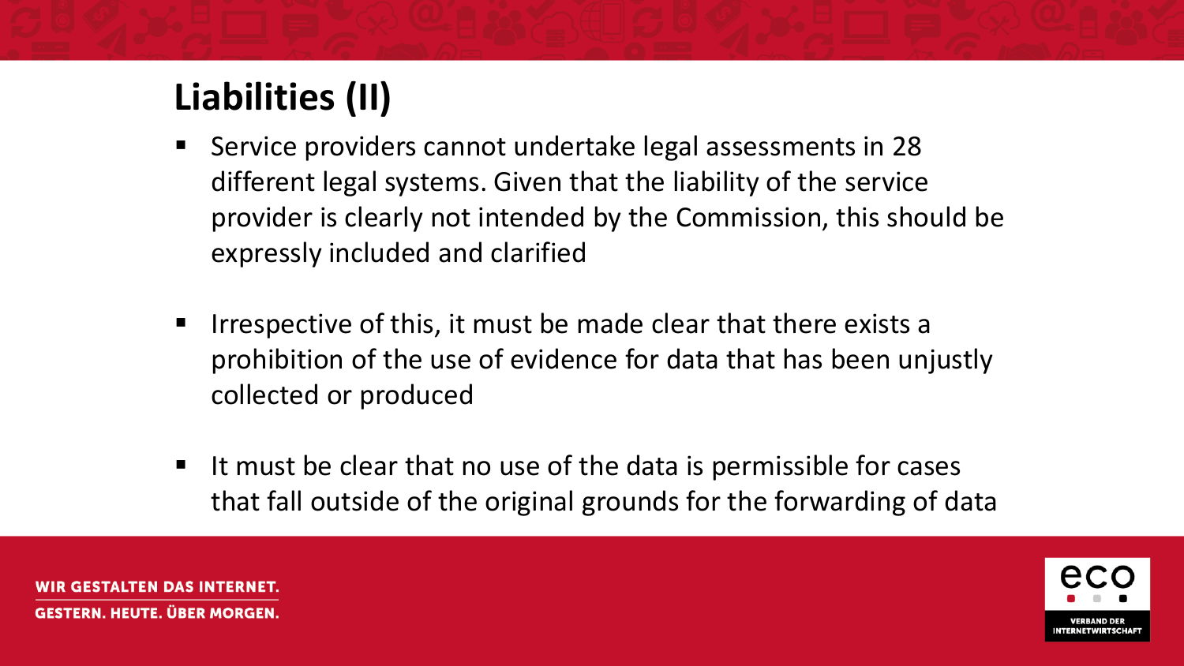# Liabilities (II)

- Service providers cannot undertake legal assessments in 28 different legal systems. Given that the liability of the service provider is clearly not intended by the Commission, this should be expressly included and clarified
- Irrespective of this, it must be made clear that there exists a prohibition of the use of evidence for data that has been unjustly collected or produced
- It must be clear that no use of the data is permissible for cases that fall outside of the original grounds for the forwarding of data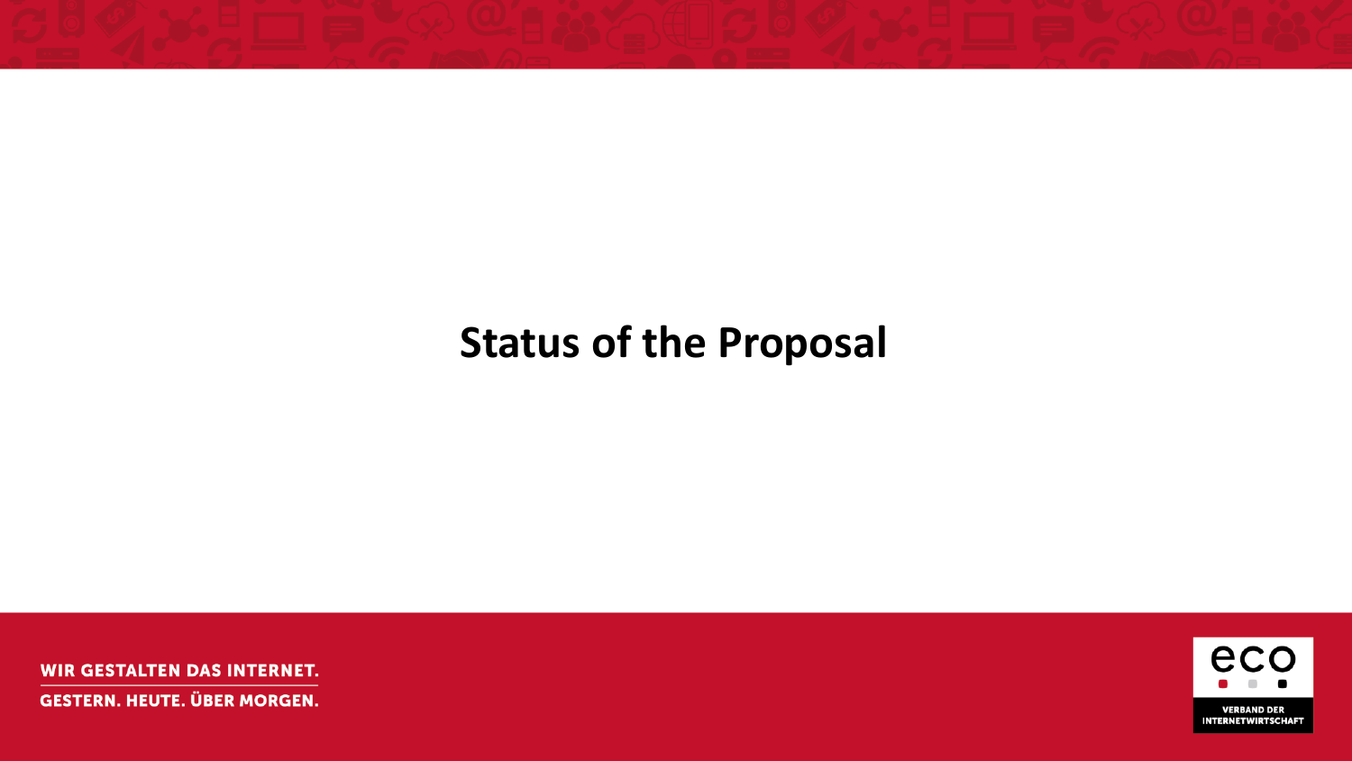# Status of the Proposal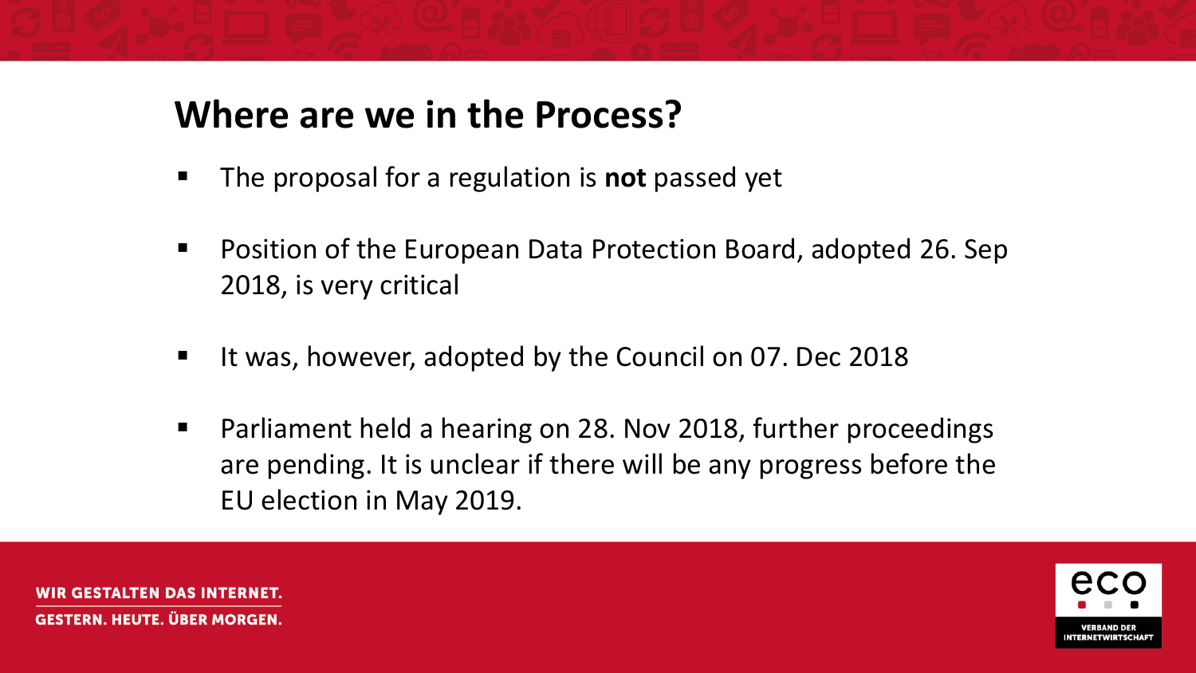# Where are we in the Process?

- The proposal for a regulation is **not** passed yet
- Position of the European Data Protection Board, adopted 26. Sep 2018, is very critical
- It was, however, adopted by the Council on 07. Dec 2018
- Parliament held a hearing on 28. Nov 2018, further proceedings are pending. It is unclear if there will be any progress before the EU election in May 2019.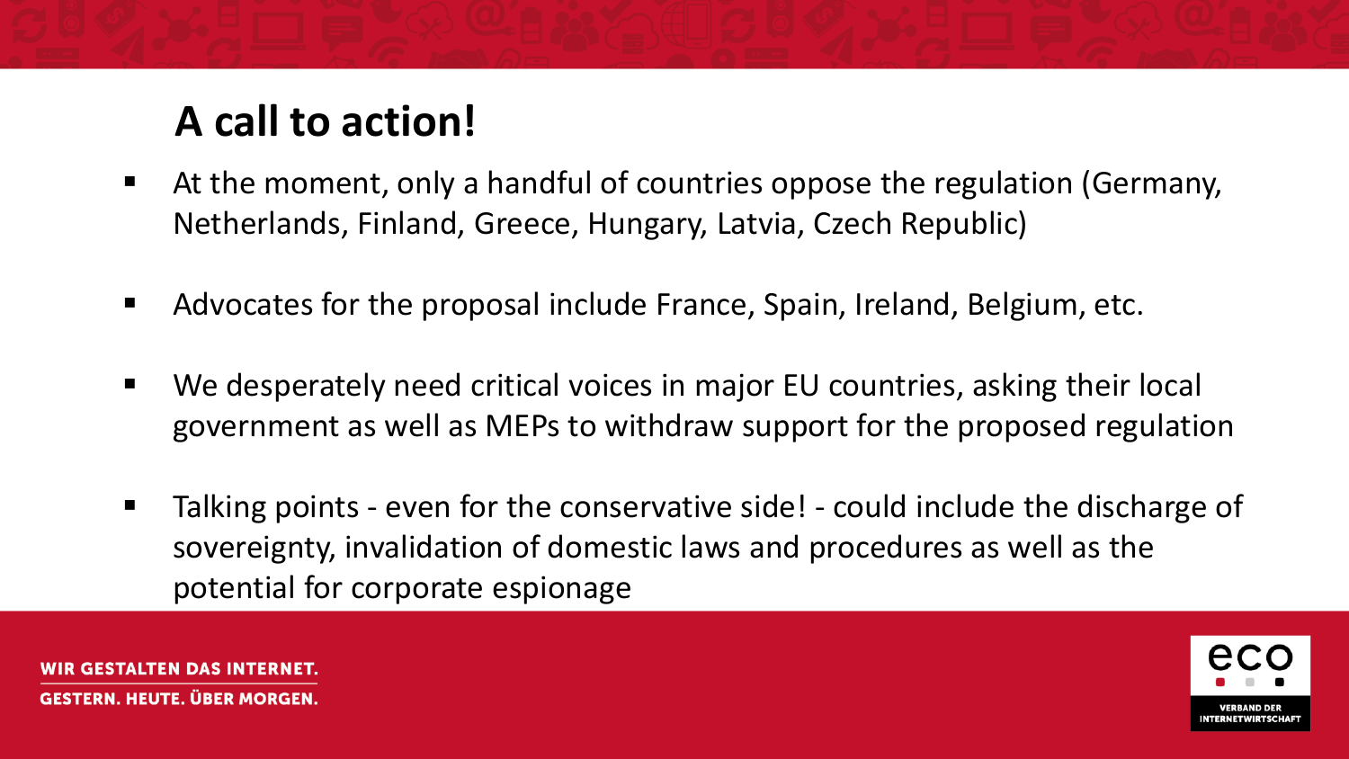# A call to action!

- At the moment, only a handful of countries oppose the regulation (Germany, Netherlands, Finland, Greece, Hungary, Latvia, Czech Republic)
- Advocates for the proposal include France, Spain, Ireland, Belgium, etc.
- We desperately need critical voices in major EU countries, asking their local government as well as MEPs to withdraw support for the proposed regulation
- Talking points - even for the conservative side! - could include the discharge of sovereignty, invalidation of domestic laws and procedures as well as the potential for corporate espionage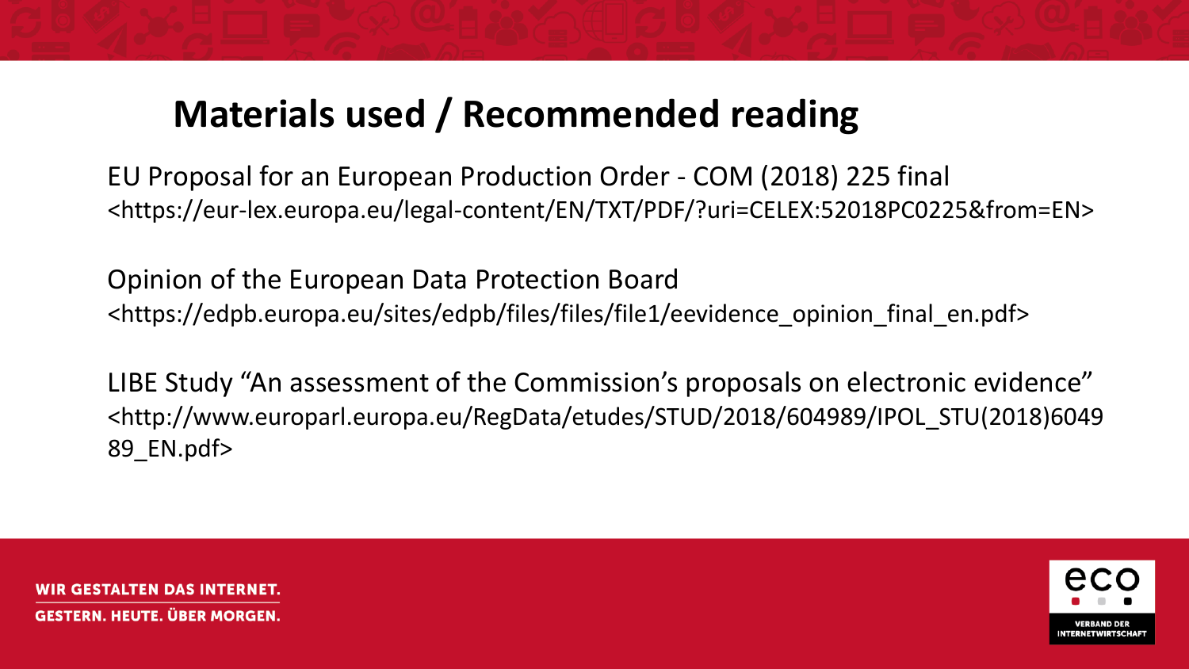# Materials used / Recommended reading

EU Proposal for an European Production Order - COM (2018) 225 final
<https://eur-lex.europa.eu/legal-content/EN/TXT/PDF/?uri=CELEX:52018PC0225&from=EN>

Opinion of the European Data Protection Board
<https://edpb.europa.eu/sites/edpb/files/files/file1/eevidence_opinion_final_en.pdf>

LIBE Study "An assessment of the Commission's proposals on electronic evidence"
<http://www.europarl.europa.eu/RegData/etudes/STUD/2018/604989/IPOL_STU(2018)604989_EN.pdf>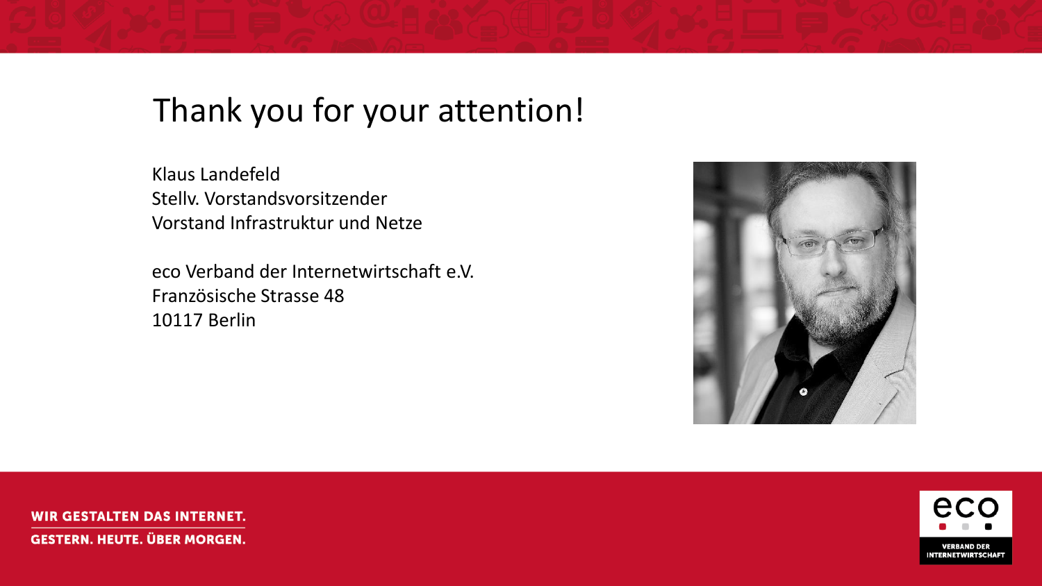# Thank you for your attention!

Klaus Landefeld
Stellv. Vorstandsvorsitzender
Vorstand Infrastruktur und Netze

eco Verband der Internetwirtschaft e.V.
Französische Strasse 48
10117 Berlin

**WIR GESTALTEN DAS INTERNET.**
**GESTERN. HEUTE. ÜBER MORGEN.**